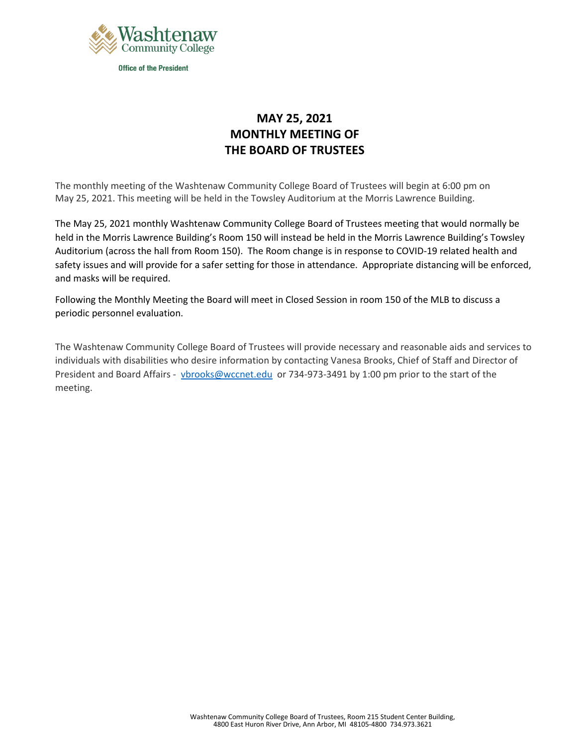Washtenaw Community College

Office of the President

# MAY 25, 2021
# MONTHLY MEETING OF
# THE BOARD OF TRUSTEES

The monthly meeting of the Washtenaw Community College Board of Trustees will begin at 6:00 pm on May 25, 2021. This meeting will be held in the Towsley Auditorium at the Morris Lawrence Building.

The May 25, 2021 monthly Washtenaw Community College Board of Trustees meeting that would normally be held in the Morris Lawrence Building's Room 150 will instead be held in the Morris Lawrence Building's Towsley Auditorium (across the hall from Room 150). The Room change is in response to COVID-19 related health and safety issues and will provide for a safer setting for those in attendance. Appropriate distancing will be enforced, and masks will be required.

Following the Monthly Meeting the Board will meet in Closed Session in room 150 of the MLB to discuss a periodic personnel evaluation.

The Washtenaw Community College Board of Trustees will provide necessary and reasonable aids and services to individuals with disabilities who desire information by contacting Vanesa Brooks, Chief of Staff and Director of President and Board Affairs - vbrooks@wccnet.edu or 734-973-3491 by 1:00 pm prior to the start of the meeting.

Washtenaw Community College Board of Trustees, Room 215 Student Center Building, 4800 East Huron River Drive, Ann Arbor, MI 48105-4800 734.973.3621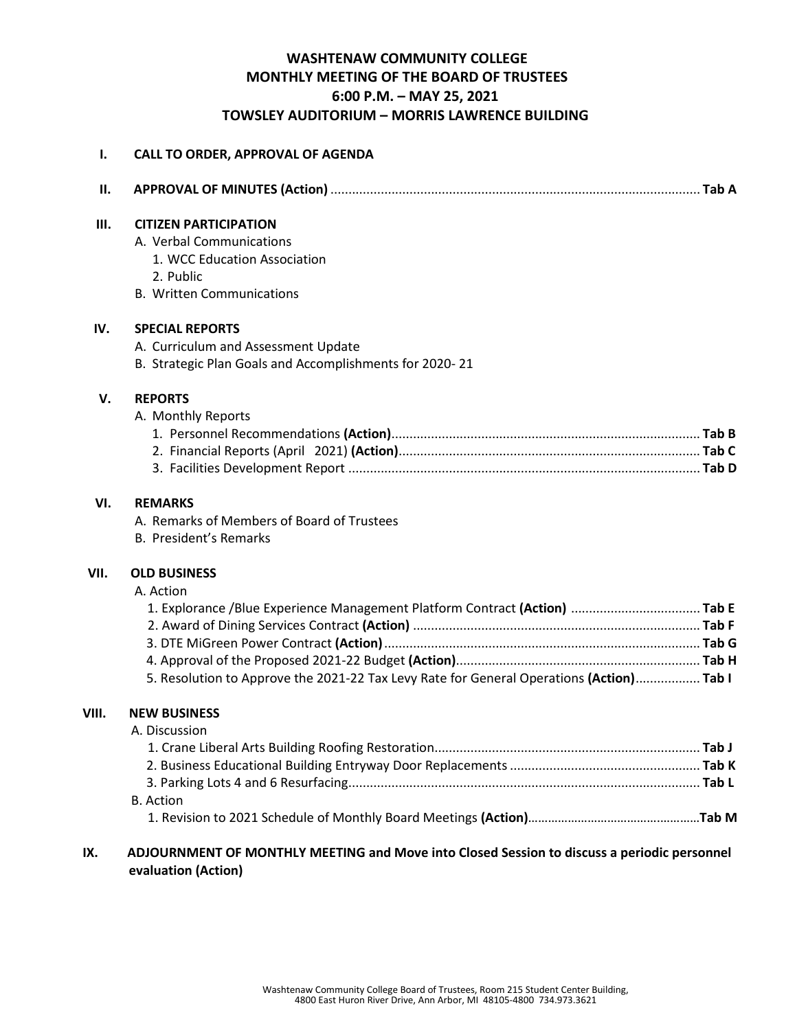# WASHTENAW COMMUNITY COLLEGE
## MONTHLY MEETING OF THE BOARD OF TRUSTEES
## 6:00 P.M. – MAY 25, 2021
## TOWSLEY AUDITORIUM – MORRIS LAWRENCE BUILDING

**I. CALL TO ORDER, APPROVAL OF AGENDA**

**II. APPROVAL OF MINUTES (Action)** ........................................ **Tab A**

**III. CITIZEN PARTICIPATION**

- A. Verbal Communications
  1. WCC Education Association
  2. Public
- B. Written Communications

**IV. SPECIAL REPORTS**

- A. Curriculum and Assessment Update
- B. Strategic Plan Goals and Accomplishments for 2020- 21

**V. REPORTS**

- A. Monthly Reports
  1. Personnel Recommendations **(Action)**........................................ **Tab B**
  2. Financial Reports (April 2021) **(Action)**........................................ **Tab C**
  3. Facilities Development Report ........................................ **Tab D**

**VI. REMARKS**

- A. Remarks of Members of Board of Trustees
- B. President's Remarks

**VII. OLD BUSINESS**

- A. Action
  1. Explorance /Blue Experience Management Platform Contract **(Action)** ........................................ **Tab E**
  2. Award of Dining Services Contract **(Action)** ........................................ **Tab F**
  3. DTE MiGreen Power Contract **(Action)**........................................ **Tab G**
  4. Approval of the Proposed 2021-22 Budget **(Action)**........................................ **Tab H**
  5. Resolution to Approve the 2021-22 Tax Levy Rate for General Operations **(Action)**.................. **Tab I**

**VIII. NEW BUSINESS**

- A. Discussion
  1. Crane Liberal Arts Building Roofing Restoration........................................ **Tab J**
  2. Business Educational Building Entryway Door Replacements ........................................ **Tab K**
  3. Parking Lots 4 and 6 Resurfacing........................................ **Tab L**
- B. Action
  1. Revision to 2021 Schedule of Monthly Board Meetings **(Action)**........................................**Tab M**

**IX. ADJOURNMENT OF MONTHLY MEETING and Move into Closed Session to discuss a periodic personnel evaluation (Action)**

Washtenaw Community College Board of Trustees, Room 215 Student Center Building, 4800 East Huron River Drive, Ann Arbor, MI 48105-4800 734.973.3621